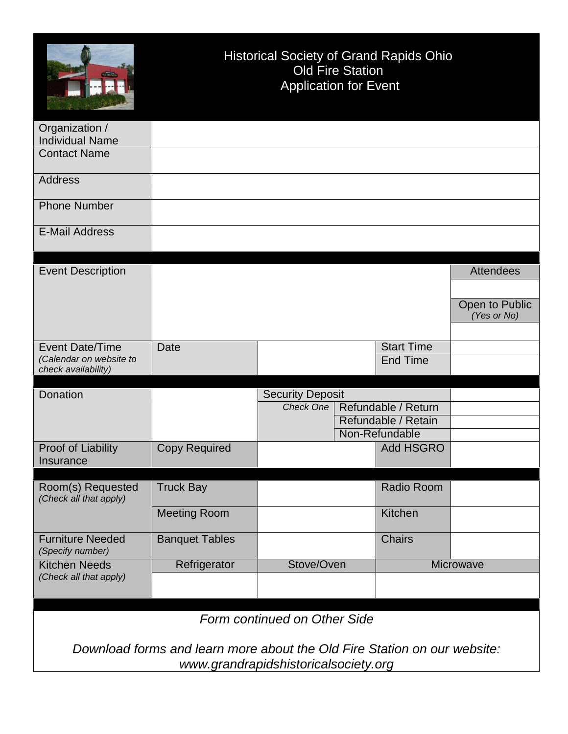# Historical Society of Grand Rapids Ohio
## Old Fire Station
## Application for Event

| | |
|---|---|
| Organization / Individual Name | |
| Contact Name | |
| Address | |
| Phone Number | |
| E-Mail Address | |

| | | | | | |
|---|---|---|---|---|---|
| Event Description | | | | | Attendees |
| | | | | | |
| | | | | | Open to Public *(Yes or No)* |
| | | | | | |
| Event Date/Time *(Calendar on website to check availability)* | Date | | | Start Time | |
| | | | | End Time | |

| | | | | |
|---|---|---|---|---|
| Donation | | Security Deposit | | |
| | | *Check One* | Refundable / Return | |
| | | | Refundable / Retain | |
| | | | Non-Refundable | |
| Proof of Liability Insurance | Copy Required | | Add HSGRO | |

| | | | | |
|---|---|---|---|---|
| Room(s) Requested *(Check all that apply)* | Truck Bay | | Radio Room | |
| | Meeting Room | | Kitchen | |
| Furniture Needed *(Specify number)* | Banquet Tables | | Chairs | |
| Kitchen Needs *(Check all that apply)* | Refrigerator | Stove/Oven | Microwave | |
| | | | | |

*Form continued on Other Side*

*Download forms and learn more about the Old Fire Station on our website: www.grandrapidshistoricalsociety.org*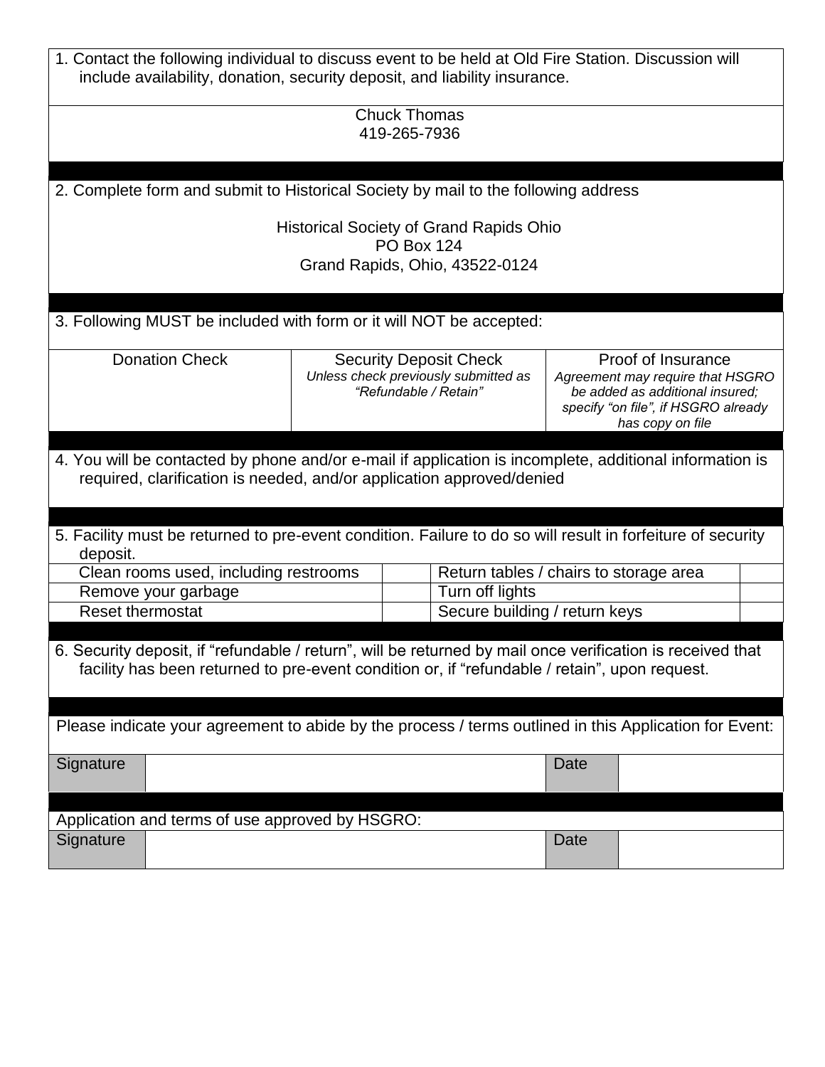1. Contact the following individual to discuss event to be held at Old Fire Station. Discussion will include availability, donation, security deposit, and liability insurance.

Chuck Thomas
419-265-7936

2. Complete form and submit to Historical Society by mail to the following address

Historical Society of Grand Rapids Ohio
PO Box 124
Grand Rapids, Ohio, 43522-0124

3. Following MUST be included with form or it will NOT be accepted:

| | | |
|---|---|---|
| Donation Check | Security Deposit Check<br>*Unless check previously submitted as "Refundable / Retain"* | Proof of Insurance<br>*Agreement may require that HSGRO be added as additional insured; specify "on file", if HSGRO already has copy on file* |

4. You will be contacted by phone and/or e-mail if application is incomplete, additional information is required, clarification is needed, and/or application approved/denied

5. Facility must be returned to pre-event condition. Failure to do so will result in forfeiture of security deposit.

| | | | |
|---|---|---|---|
| Clean rooms used, including restrooms | | Return tables / chairs to storage area | |
| Remove your garbage | | Turn off lights | |
| Reset thermostat | | Secure building / return keys | |

6. Security deposit, if "refundable / return", will be returned by mail once verification is received that facility has been returned to pre-event condition or, if "refundable / retain", upon request.

Please indicate your agreement to abide by the process / terms outlined in this Application for Event:

| | | | |
|---|---|---|---|
| Signature | | Date | |

Application and terms of use approved by HSGRO:

| | | | |
|---|---|---|---|
| Signature | | Date | |